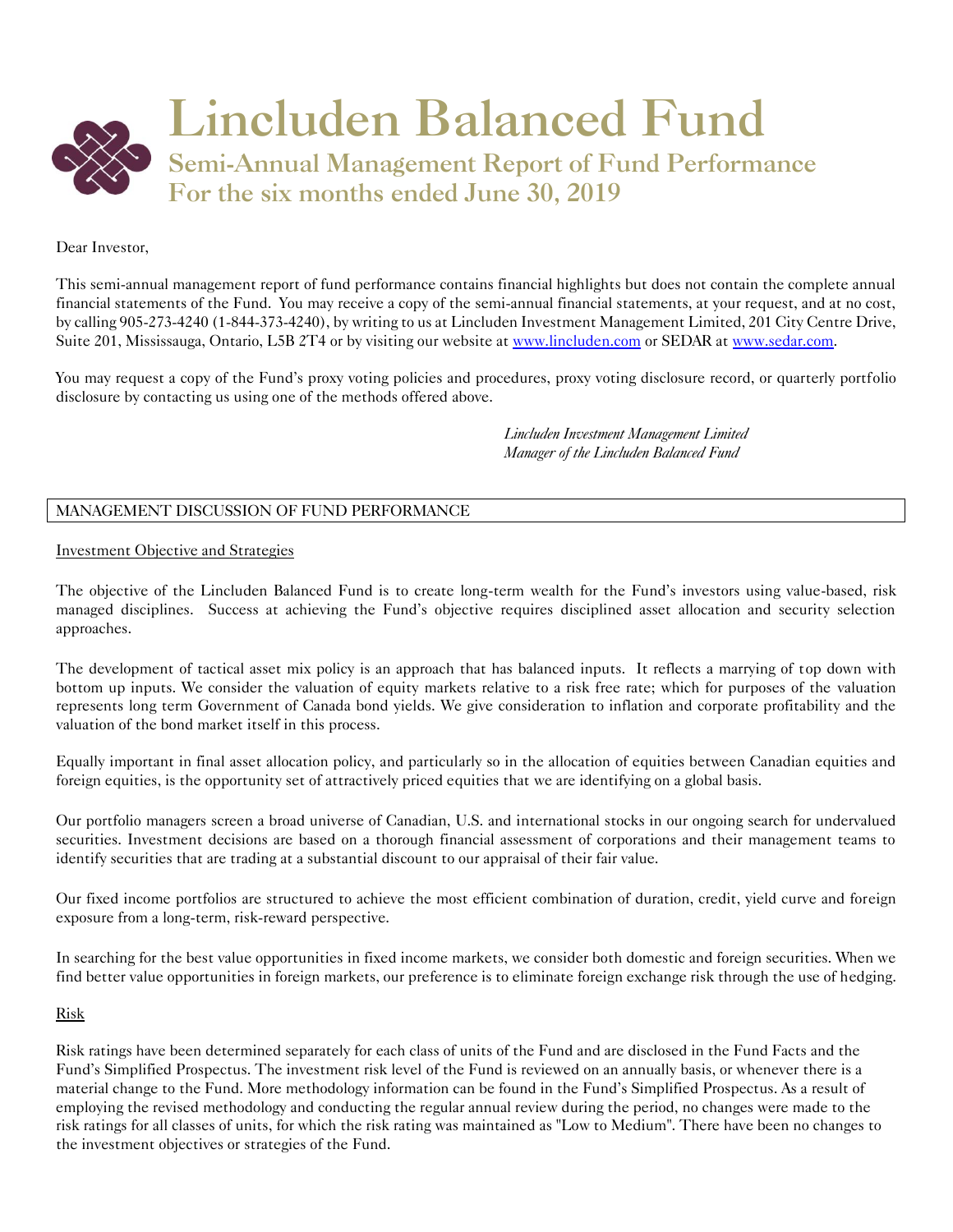# Lincluden Balanced Fund

## Semi-Annual Management Report of Fund Performance
## For the six months ended June 30, 2019

Dear Investor,

This semi-annual management report of fund performance contains financial highlights but does not contain the complete annual financial statements of the Fund. You may receive a copy of the semi-annual financial statements, at your request, and at no cost, by calling 905-273-4240 (1-844-373-4240), by writing to us at Lincluden Investment Management Limited, 201 City Centre Drive, Suite 201, Mississauga, Ontario, L5B 2T4 or by visiting our website at www.lincluden.com or SEDAR at www.sedar.com.

You may request a copy of the Fund's proxy voting policies and procedures, proxy voting disclosure record, or quarterly portfolio disclosure by contacting us using one of the methods offered above.

*Lincluden Investment Management Limited*
*Manager of the Lincluden Balanced Fund*

## MANAGEMENT DISCUSSION OF FUND PERFORMANCE

### Investment Objective and Strategies

The objective of the Lincluden Balanced Fund is to create long-term wealth for the Fund's investors using value-based, risk managed disciplines. Success at achieving the Fund's objective requires disciplined asset allocation and security selection approaches.

The development of tactical asset mix policy is an approach that has balanced inputs. It reflects a marrying of top down with bottom up inputs. We consider the valuation of equity markets relative to a risk free rate; which for purposes of the valuation represents long term Government of Canada bond yields. We give consideration to inflation and corporate profitability and the valuation of the bond market itself in this process.

Equally important in final asset allocation policy, and particularly so in the allocation of equities between Canadian equities and foreign equities, is the opportunity set of attractively priced equities that we are identifying on a global basis.

Our portfolio managers screen a broad universe of Canadian, U.S. and international stocks in our ongoing search for undervalued securities. Investment decisions are based on a thorough financial assessment of corporations and their management teams to identify securities that are trading at a substantial discount to our appraisal of their fair value.

Our fixed income portfolios are structured to achieve the most efficient combination of duration, credit, yield curve and foreign exposure from a long-term, risk-reward perspective.

In searching for the best value opportunities in fixed income markets, we consider both domestic and foreign securities. When we find better value opportunities in foreign markets, our preference is to eliminate foreign exchange risk through the use of hedging.

### Risk

Risk ratings have been determined separately for each class of units of the Fund and are disclosed in the Fund Facts and the Fund's Simplified Prospectus. The investment risk level of the Fund is reviewed on an annually basis, or whenever there is a material change to the Fund. More methodology information can be found in the Fund's Simplified Prospectus. As a result of employing the revised methodology and conducting the regular annual review during the period, no changes were made to the risk ratings for all classes of units, for which the risk rating was maintained as "Low to Medium". There have been no changes to the investment objectives or strategies of the Fund.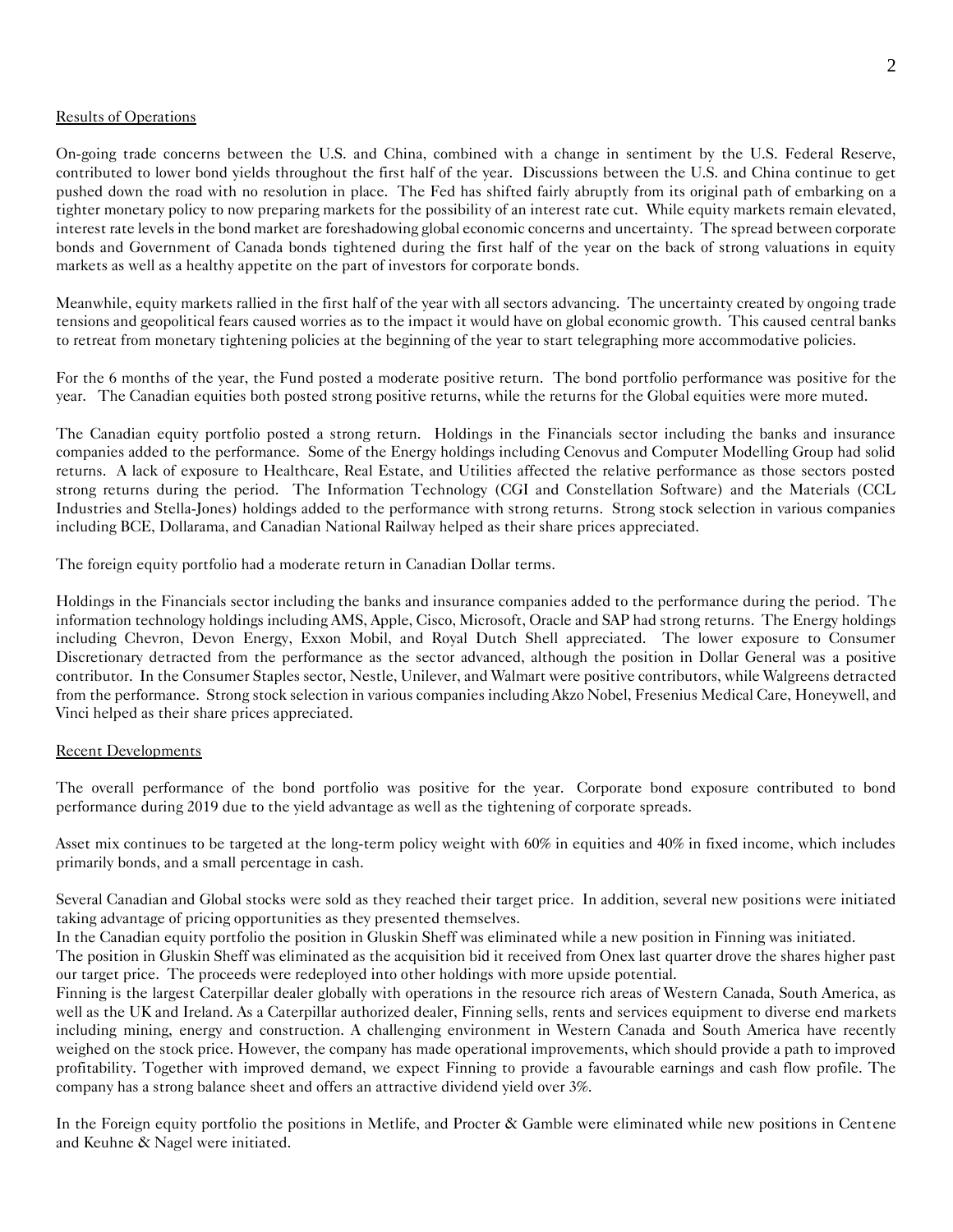## Results of Operations

On-going trade concerns between the U.S. and China, combined with a change in sentiment by the U.S. Federal Reserve, contributed to lower bond yields throughout the first half of the year. Discussions between the U.S. and China continue to get pushed down the road with no resolution in place. The Fed has shifted fairly abruptly from its original path of embarking on a tighter monetary policy to now preparing markets for the possibility of an interest rate cut. While equity markets remain elevated, interest rate levels in the bond market are foreshadowing global economic concerns and uncertainty. The spread between corporate bonds and Government of Canada bonds tightened during the first half of the year on the back of strong valuations in equity markets as well as a healthy appetite on the part of investors for corporate bonds.

Meanwhile, equity markets rallied in the first half of the year with all sectors advancing. The uncertainty created by ongoing trade tensions and geopolitical fears caused worries as to the impact it would have on global economic growth. This caused central banks to retreat from monetary tightening policies at the beginning of the year to start telegraphing more accommodative policies.

For the 6 months of the year, the Fund posted a moderate positive return. The bond portfolio performance was positive for the year. The Canadian equities both posted strong positive returns, while the returns for the Global equities were more muted.

The Canadian equity portfolio posted a strong return. Holdings in the Financials sector including the banks and insurance companies added to the performance. Some of the Energy holdings including Cenovus and Computer Modelling Group had solid returns. A lack of exposure to Healthcare, Real Estate, and Utilities affected the relative performance as those sectors posted strong returns during the period. The Information Technology (CGI and Constellation Software) and the Materials (CCL Industries and Stella-Jones) holdings added to the performance with strong returns. Strong stock selection in various companies including BCE, Dollarama, and Canadian National Railway helped as their share prices appreciated.

The foreign equity portfolio had a moderate return in Canadian Dollar terms.

Holdings in the Financials sector including the banks and insurance companies added to the performance during the period. The information technology holdings including AMS, Apple, Cisco, Microsoft, Oracle and SAP had strong returns. The Energy holdings including Chevron, Devon Energy, Exxon Mobil, and Royal Dutch Shell appreciated. The lower exposure to Consumer Discretionary detracted from the performance as the sector advanced, although the position in Dollar General was a positive contributor. In the Consumer Staples sector, Nestle, Unilever, and Walmart were positive contributors, while Walgreens detracted from the performance. Strong stock selection in various companies including Akzo Nobel, Fresenius Medical Care, Honeywell, and Vinci helped as their share prices appreciated.

## Recent Developments

The overall performance of the bond portfolio was positive for the year. Corporate bond exposure contributed to bond performance during 2019 due to the yield advantage as well as the tightening of corporate spreads.

Asset mix continues to be targeted at the long-term policy weight with 60% in equities and 40% in fixed income, which includes primarily bonds, and a small percentage in cash.

Several Canadian and Global stocks were sold as they reached their target price. In addition, several new positions were initiated taking advantage of pricing opportunities as they presented themselves.
In the Canadian equity portfolio the position in Gluskin Sheff was eliminated while a new position in Finning was initiated.
The position in Gluskin Sheff was eliminated as the acquisition bid it received from Onex last quarter drove the shares higher past our target price. The proceeds were redeployed into other holdings with more upside potential.
Finning is the largest Caterpillar dealer globally with operations in the resource rich areas of Western Canada, South America, as well as the UK and Ireland. As a Caterpillar authorized dealer, Finning sells, rents and services equipment to diverse end markets including mining, energy and construction. A challenging environment in Western Canada and South America have recently weighed on the stock price. However, the company has made operational improvements, which should provide a path to improved profitability. Together with improved demand, we expect Finning to provide a favourable earnings and cash flow profile. The company has a strong balance sheet and offers an attractive dividend yield over 3%.

In the Foreign equity portfolio the positions in Metlife, and Procter & Gamble were eliminated while new positions in Centene and Keuhne & Nagel were initiated.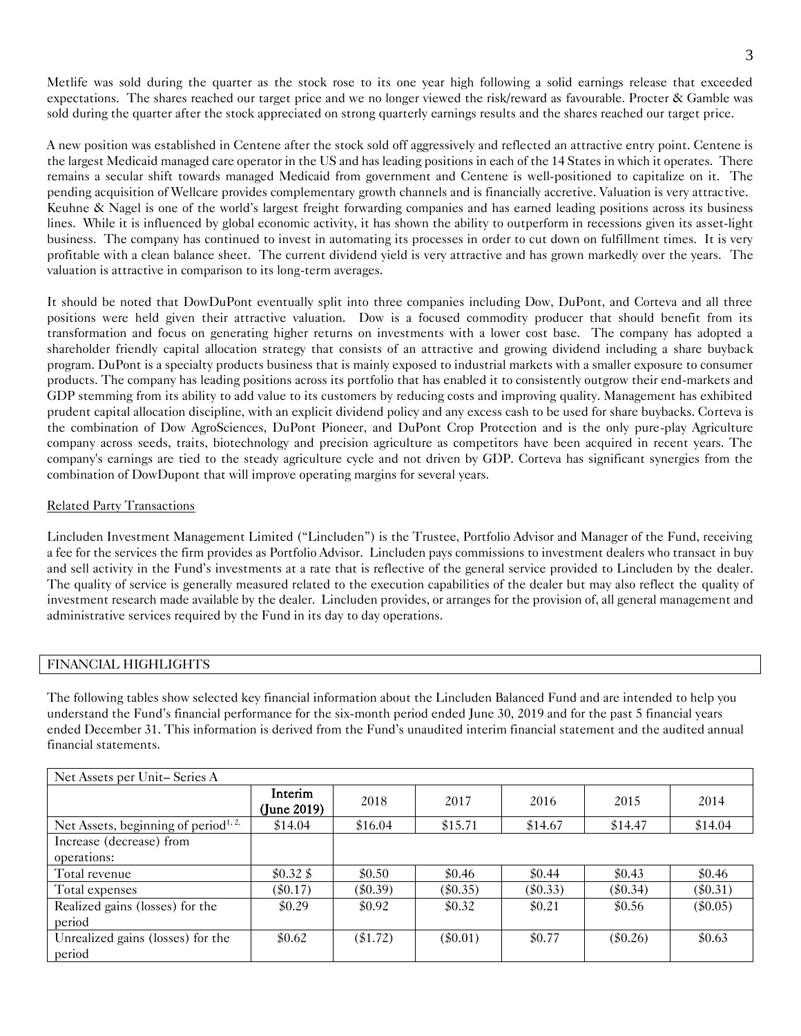Metlife was sold during the quarter as the stock rose to its one year high following a solid earnings release that exceeded expectations. The shares reached our target price and we no longer viewed the risk/reward as favourable. Procter & Gamble was sold during the quarter after the stock appreciated on strong quarterly earnings results and the shares reached our target price.

A new position was established in Centene after the stock sold off aggressively and reflected an attractive entry point. Centene is the largest Medicaid managed care operator in the US and has leading positions in each of the 14 States in which it operates. There remains a secular shift towards managed Medicaid from government and Centene is well-positioned to capitalize on it. The pending acquisition of Wellcare provides complementary growth channels and is financially accretive. Valuation is very attractive. Keuhne & Nagel is one of the world's largest freight forwarding companies and has earned leading positions across its business lines. While it is influenced by global economic activity, it has shown the ability to outperform in recessions given its asset-light business. The company has continued to invest in automating its processes in order to cut down on fulfillment times. It is very profitable with a clean balance sheet. The current dividend yield is very attractive and has grown markedly over the years. The valuation is attractive in comparison to its long-term averages.

It should be noted that DowDuPont eventually split into three companies including Dow, DuPont, and Corteva and all three positions were held given their attractive valuation. Dow is a focused commodity producer that should benefit from its transformation and focus on generating higher returns on investments with a lower cost base. The company has adopted a shareholder friendly capital allocation strategy that consists of an attractive and growing dividend including a share buyback program. DuPont is a specialty products business that is mainly exposed to industrial markets with a smaller exposure to consumer products. The company has leading positions across its portfolio that has enabled it to consistently outgrow their end-markets and GDP stemming from its ability to add value to its customers by reducing costs and improving quality. Management has exhibited prudent capital allocation discipline, with an explicit dividend policy and any excess cash to be used for share buybacks. Corteva is the combination of Dow AgroSciences, DuPont Pioneer, and DuPont Crop Protection and is the only pure-play Agriculture company across seeds, traits, biotechnology and precision agriculture as competitors have been acquired in recent years. The company's earnings are tied to the steady agriculture cycle and not driven by GDP. Corteva has significant synergies from the combination of DowDupont that will improve operating margins for several years.

Related Party Transactions

Lincluden Investment Management Limited ("Lincluden") is the Trustee, Portfolio Advisor and Manager of the Fund, receiving a fee for the services the firm provides as Portfolio Advisor. Lincluden pays commissions to investment dealers who transact in buy and sell activity in the Fund's investments at a rate that is reflective of the general service provided to Lincluden by the dealer. The quality of service is generally measured related to the execution capabilities of the dealer but may also reflect the quality of investment research made available by the dealer. Lincluden provides, or arranges for the provision of, all general management and administrative services required by the Fund in its day to day operations.

## FINANCIAL HIGHLIGHTS

The following tables show selected key financial information about the Lincluden Balanced Fund and are intended to help you understand the Fund's financial performance for the six-month period ended June 30, 2019 and for the past 5 financial years ended December 31. This information is derived from the Fund's unaudited interim financial statement and the audited annual financial statements.

| Net Assets per Unit– Series A | | | | | | |
|---|---|---|---|---|---|---|
| | Interim (June 2019) | 2018 | 2017 | 2016 | 2015 | 2014 |
| Net Assets, beginning of period[1, 2,] | $14.04 | $16.04 | $15.71 | $14.67 | $14.47 | $14.04 |
| Increase (decrease) from operations: | | | | | | |
| Total revenue | $0.32 $ | $0.50 | $0.46 | $0.44 | $0.43 | $0.46 |
| Total expenses | ($0.17) | ($0.39) | ($0.35) | ($0.33) | ($0.34) | ($0.31) |
| Realized gains (losses) for the period | $0.29 | $0.92 | $0.32 | $0.21 | $0.56 | ($0.05) |
| Unrealized gains (losses) for the period | $0.62 | ($1.72) | ($0.01) | $0.77 | ($0.26) | $0.63 |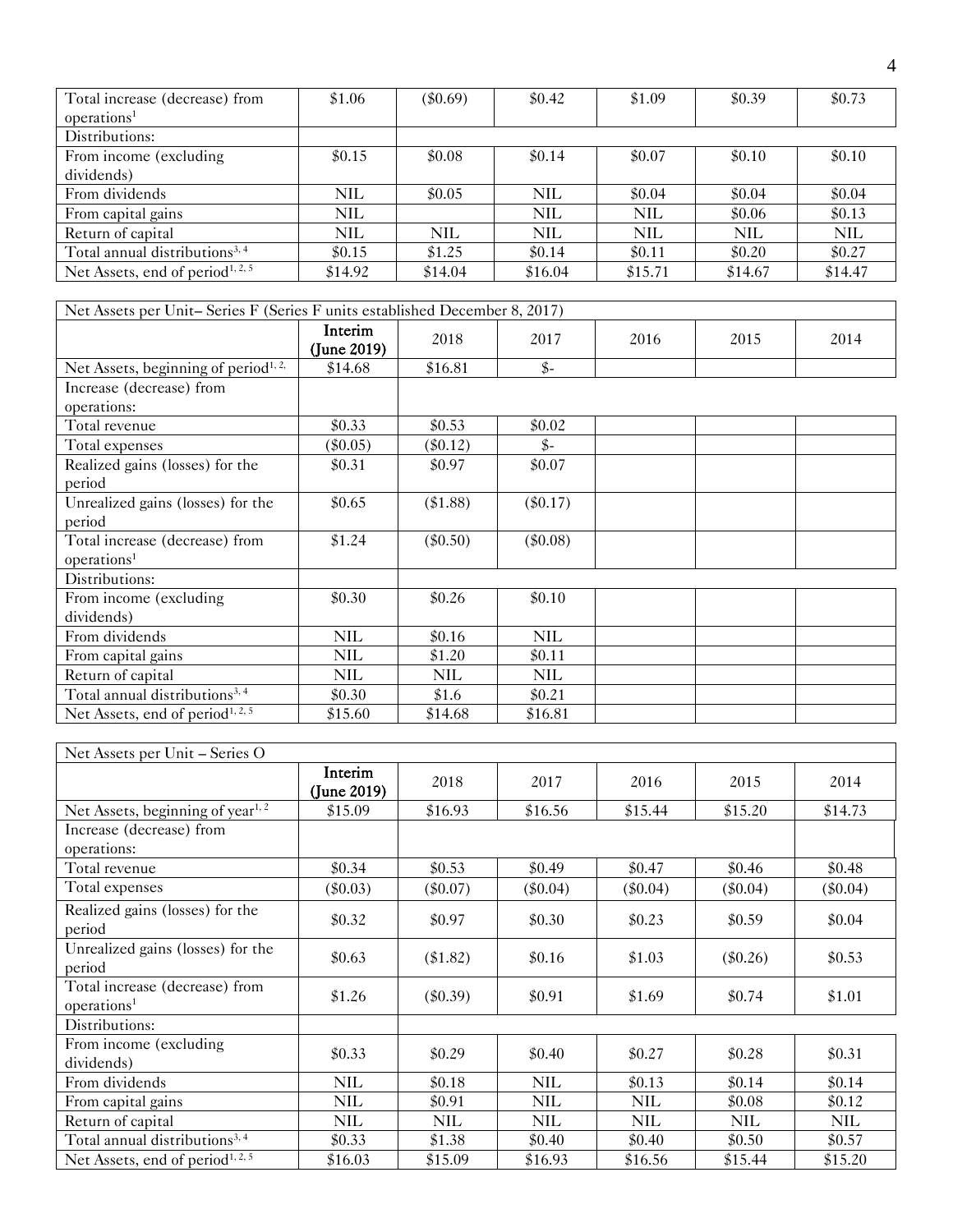| | | | | | | |
|---|---|---|---|---|---|---|
| Total increase (decrease) from operations[1] | $1.06 | ($0.69) | $0.42 | $1.09 | $0.39 | $0.73 |
| Distributions: | | | | | | |
| From income (excluding dividends) | $0.15 | $0.08 | $0.14 | $0.07 | $0.10 | $0.10 |
| From dividends | NIL | $0.05 | NIL | $0.04 | $0.04 | $0.04 |
| From capital gains | NIL | | NIL | NIL | $0.06 | $0.13 |
| Return of capital | NIL | NIL | NIL | NIL | NIL | NIL |
| Total annual distributions[3, 4] | $0.15 | $1.25 | $0.14 | $0.11 | $0.20 | $0.27 |
| Net Assets, end of period[1, 2, 5] | $14.92 | $14.04 | $16.04 | $15.71 | $14.67 | $14.47 |

| Net Assets per Unit– Series F (Series F units established December 8, 2017) | | | | | | |
|---|---|---|---|---|---|---|
| | Interim (June 2019) | 2018 | 2017 | 2016 | 2015 | 2014 |
| Net Assets, beginning of period[1, 2,] | $14.68 | $16.81 | $- | | | |
| Increase (decrease) from operations: | | | | | | |
| Total revenue | $0.33 | $0.53 | $0.02 | | | |
| Total expenses | ($0.05) | ($0.12) | $- | | | |
| Realized gains (losses) for the period | $0.31 | $0.97 | $0.07 | | | |
| Unrealized gains (losses) for the period | $0.65 | ($1.88) | ($0.17) | | | |
| Total increase (decrease) from operations[1] | $1.24 | ($0.50) | ($0.08) | | | |
| Distributions: | | | | | | |
| From income (excluding dividends) | $0.30 | $0.26 | $0.10 | | | |
| From dividends | NIL | $0.16 | NIL | | | |
| From capital gains | NIL | $1.20 | $0.11 | | | |
| Return of capital | NIL | NIL | NIL | | | |
| Total annual distributions[3, 4] | $0.30 | $1.6 | $0.21 | | | |
| Net Assets, end of period[1, 2, 5] | $15.60 | $14.68 | $16.81 | | | |

| Net Assets per Unit – Series O | | | | | | |
|---|---|---|---|---|---|---|
| | Interim (June 2019) | 2018 | 2017 | 2016 | 2015 | 2014 |
| Net Assets, beginning of year[1, 2] | $15.09 | $16.93 | $16.56 | $15.44 | $15.20 | $14.73 |
| Increase (decrease) from operations: | | | | | | |
| Total revenue | $0.34 | $0.53 | $0.49 | $0.47 | $0.46 | $0.48 |
| Total expenses | ($0.03) | ($0.07) | ($0.04) | ($0.04) | ($0.04) | ($0.04) |
| Realized gains (losses) for the period | $0.32 | $0.97 | $0.30 | $0.23 | $0.59 | $0.04 |
| Unrealized gains (losses) for the period | $0.63 | ($1.82) | $0.16 | $1.03 | ($0.26) | $0.53 |
| Total increase (decrease) from operations[1] | $1.26 | ($0.39) | $0.91 | $1.69 | $0.74 | $1.01 |
| Distributions: | | | | | | |
| From income (excluding dividends) | $0.33 | $0.29 | $0.40 | $0.27 | $0.28 | $0.31 |
| From dividends | NIL | $0.18 | NIL | $0.13 | $0.14 | $0.14 |
| From capital gains | NIL | $0.91 | NIL | NIL | $0.08 | $0.12 |
| Return of capital | NIL | NIL | NIL | NIL | NIL | NIL |
| Total annual distributions[3, 4] | $0.33 | $1.38 | $0.40 | $0.40 | $0.50 | $0.57 |
| Net Assets, end of period[1, 2, 5] | $16.03 | $15.09 | $16.93 | $16.56 | $15.44 | $15.20 |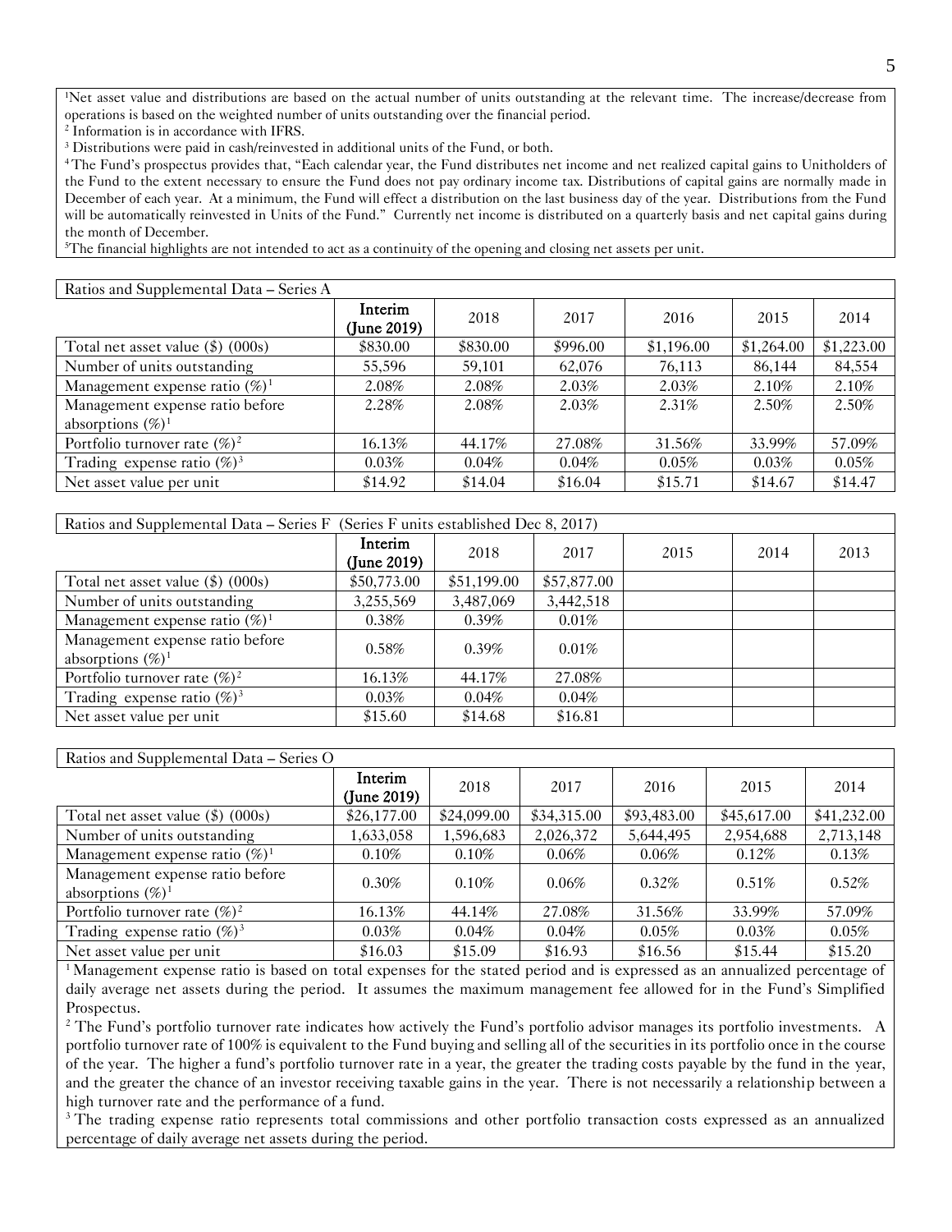[1]Net asset value and distributions are based on the actual number of units outstanding at the relevant time. The increase/decrease from operations is based on the weighted number of units outstanding over the financial period.

[2] Information is in accordance with IFRS.

[3] Distributions were paid in cash/reinvested in additional units of the Fund, or both.

[4] The Fund's prospectus provides that, "Each calendar year, the Fund distributes net income and net realized capital gains to Unitholders of the Fund to the extent necessary to ensure the Fund does not pay ordinary income tax. Distributions of capital gains are normally made in December of each year. At a minimum, the Fund will effect a distribution on the last business day of the year. Distributions from the Fund will be automatically reinvested in Units of the Fund." Currently net income is distributed on a quarterly basis and net capital gains during the month of December.

[5]The financial highlights are not intended to act as a continuity of the opening and closing net assets per unit.

| Ratios and Supplemental Data – Series A | | | | | | |
|---|---|---|---|---|---|---|
| | Interim (June 2019) | 2018 | 2017 | 2016 | 2015 | 2014 |
| Total net asset value ($) (000s) | $830.00 | $830.00 | $996.00 | $1,196.00 | $1,264.00 | $1,223.00 |
| Number of units outstanding | 55,596 | 59,101 | 62,076 | 76,113 | 86,144 | 84,554 |
| Management expense ratio (%)[1] | 2.08% | 2.08% | 2.03% | 2.03% | 2.10% | 2.10% |
| Management expense ratio before absorptions (%)[1] | 2.28% | 2.08% | 2.03% | 2.31% | 2.50% | 2.50% |
| Portfolio turnover rate (%)[2] | 16.13% | 44.17% | 27.08% | 31.56% | 33.99% | 57.09% |
| Trading expense ratio (%)[3] | 0.03% | 0.04% | 0.04% | 0.05% | 0.03% | 0.05% |
| Net asset value per unit | $14.92 | $14.04 | $16.04 | $15.71 | $14.67 | $14.47 |

| Ratios and Supplemental Data – Series F (Series F units established Dec 8, 2017) | | | | | | |
|---|---|---|---|---|---|---|
| | Interim (June 2019) | 2018 | 2017 | 2015 | 2014 | 2013 |
| Total net asset value ($) (000s) | $50,773.00 | $51,199.00 | $57,877.00 | | | |
| Number of units outstanding | 3,255,569 | 3,487,069 | 3,442,518 | | | |
| Management expense ratio (%)[1] | 0.38% | 0.39% | 0.01% | | | |
| Management expense ratio before absorptions (%)[1] | 0.58% | 0.39% | 0.01% | | | |
| Portfolio turnover rate (%)[2] | 16.13% | 44.17% | 27.08% | | | |
| Trading expense ratio (%)[3] | 0.03% | 0.04% | 0.04% | | | |
| Net asset value per unit | $15.60 | $14.68 | $16.81 | | | |

| Ratios and Supplemental Data – Series O | | | | | | |
|---|---|---|---|---|---|---|
| | Interim (June 2019) | 2018 | 2017 | 2016 | 2015 | 2014 |
| Total net asset value ($) (000s) | $26,177.00 | $24,099.00 | $34,315.00 | $93,483.00 | $45,617.00 | $41,232.00 |
| Number of units outstanding | 1,633,058 | 1,596,683 | 2,026,372 | 5,644,495 | 2,954,688 | 2,713,148 |
| Management expense ratio (%)[1] | 0.10% | 0.10% | 0.06% | 0.06% | 0.12% | 0.13% |
| Management expense ratio before absorptions (%)[1] | 0.30% | 0.10% | 0.06% | 0.32% | 0.51% | 0.52% |
| Portfolio turnover rate (%)[2] | 16.13% | 44.14% | 27.08% | 31.56% | 33.99% | 57.09% |
| Trading expense ratio (%)[3] | 0.03% | 0.04% | 0.04% | 0.05% | 0.03% | 0.05% |
| Net asset value per unit | $16.03 | $15.09 | $16.93 | $16.56 | $15.44 | $15.20 |

[1] Management expense ratio is based on total expenses for the stated period and is expressed as an annualized percentage of daily average net assets during the period. It assumes the maximum management fee allowed for in the Fund's Simplified Prospectus.

[2] The Fund's portfolio turnover rate indicates how actively the Fund's portfolio advisor manages its portfolio investments. A portfolio turnover rate of 100% is equivalent to the Fund buying and selling all of the securities in its portfolio once in the course of the year. The higher a fund's portfolio turnover rate in a year, the greater the trading costs payable by the fund in the year, and the greater the chance of an investor receiving taxable gains in the year. There is not necessarily a relationship between a high turnover rate and the performance of a fund.

[3] The trading expense ratio represents total commissions and other portfolio transaction costs expressed as an annualized percentage of daily average net assets during the period.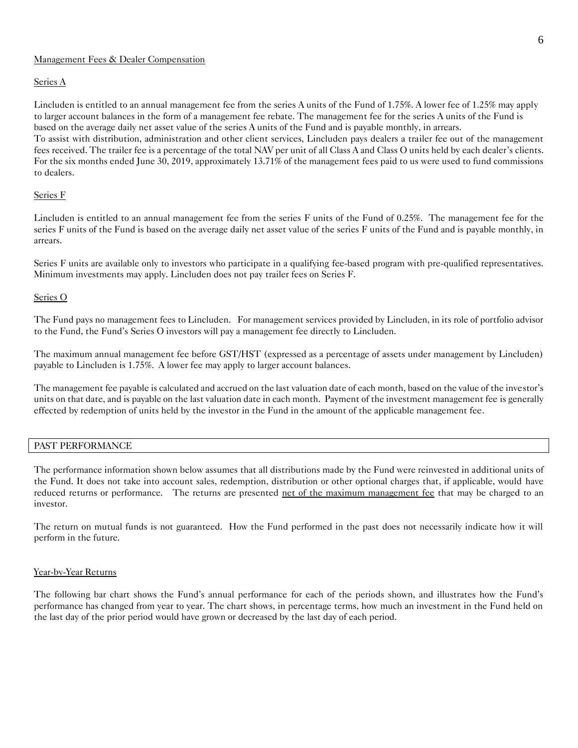Management Fees & Dealer Compensation

Series A

Lincluden is entitled to an annual management fee from the series A units of the Fund of 1.75%. A lower fee of 1.25% may apply to larger account balances in the form of a management fee rebate. The management fee for the series A units of the Fund is based on the average daily net asset value of the series A units of the Fund and is payable monthly, in arrears.
To assist with distribution, administration and other client services, Lincluden pays dealers a trailer fee out of the management fees received. The trailer fee is a percentage of the total NAV per unit of all Class A and Class O units held by each dealer's clients. For the six months ended June 30, 2019, approximately 13.71% of the management fees paid to us were used to fund commissions to dealers.

Series F

Lincluden is entitled to an annual management fee from the series F units of the Fund of 0.25%. The management fee for the series F units of the Fund is based on the average daily net asset value of the series F units of the Fund and is payable monthly, in arrears.

Series F units are available only to investors who participate in a qualifying fee-based program with pre-qualified representatives. Minimum investments may apply. Lincluden does not pay trailer fees on Series F.

Series O

The Fund pays no management fees to Lincluden. For management services provided by Lincluden, in its role of portfolio advisor to the Fund, the Fund's Series O investors will pay a management fee directly to Lincluden.

The maximum annual management fee before GST/HST (expressed as a percentage of assets under management by Lincluden) payable to Lincluden is 1.75%. A lower fee may apply to larger account balances.

The management fee payable is calculated and accrued on the last valuation date of each month, based on the value of the investor's units on that date, and is payable on the last valuation date in each month. Payment of the investment management fee is generally effected by redemption of units held by the investor in the Fund in the amount of the applicable management fee.

## PAST PERFORMANCE

The performance information shown below assumes that all distributions made by the Fund were reinvested in additional units of the Fund. It does not take into account sales, redemption, distribution or other optional charges that, if applicable, would have reduced returns or performance. The returns are presented net of the maximum management fee that may be charged to an investor.

The return on mutual funds is not guaranteed. How the Fund performed in the past does not necessarily indicate how it will perform in the future.

Year-by-Year Returns

The following bar chart shows the Fund's annual performance for each of the periods shown, and illustrates how the Fund's performance has changed from year to year. The chart shows, in percentage terms, how much an investment in the Fund held on the last day of the prior period would have grown or decreased by the last day of each period.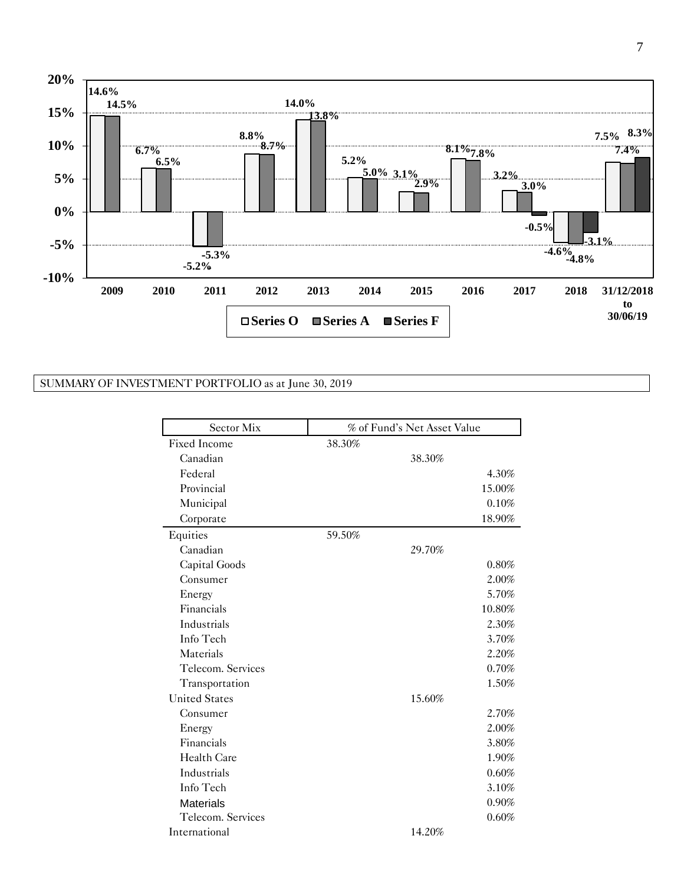| Year | Series O | Series A | Series F |
|---|---|---|---|
| 2009 | 14.6% | 14.5% | |
| 2010 | 6.7% | 6.5% | |
| 2011 | -5.2% | -5.3% | |
| 2012 | 8.8% | 8.7% | |
| 2013 | 14.0% | 13.8% | |
| 2014 | 5.2% | 5.0% | |
| 2015 | 3.1% | 2.9% | |
| 2016 | 8.1% | 7.8% | |
| 2017 | 3.2% | 3.0% | -0.5% |
| 2018 | -4.6% | -4.8% | -3.1% |
| 31/12/2018 to 30/06/19 | 7.5% | 7.4% | 8.3% |

## SUMMARY OF INVESTMENT PORTFOLIO as at June 30, 2019

| Sector Mix | % of Fund's Net Asset Value | | |
|---|---|---|---|
| Fixed Income | 38.30% | | |
| Canadian | | 38.30% | |
| Federal | | | 4.30% |
| Provincial | | | 15.00% |
| Municipal | | | 0.10% |
| Corporate | | | 18.90% |
| Equities | 59.50% | | |
| Canadian | | 29.70% | |
| Capital Goods | | | 0.80% |
| Consumer | | | 2.00% |
| Energy | | | 5.70% |
| Financials | | | 10.80% |
| Industrials | | | 2.30% |
| Info Tech | | | 3.70% |
| Materials | | | 2.20% |
| Telecom. Services | | | 0.70% |
| Transportation | | | 1.50% |
| United States | | 15.60% | |
| Consumer | | | 2.70% |
| Energy | | | 2.00% |
| Financials | | | 3.80% |
| Health Care | | | 1.90% |
| Industrials | | | 0.60% |
| Info Tech | | | 3.10% |
| Materials | | | 0.90% |
| Telecom. Services | | | 0.60% |
| International | | 14.20% | |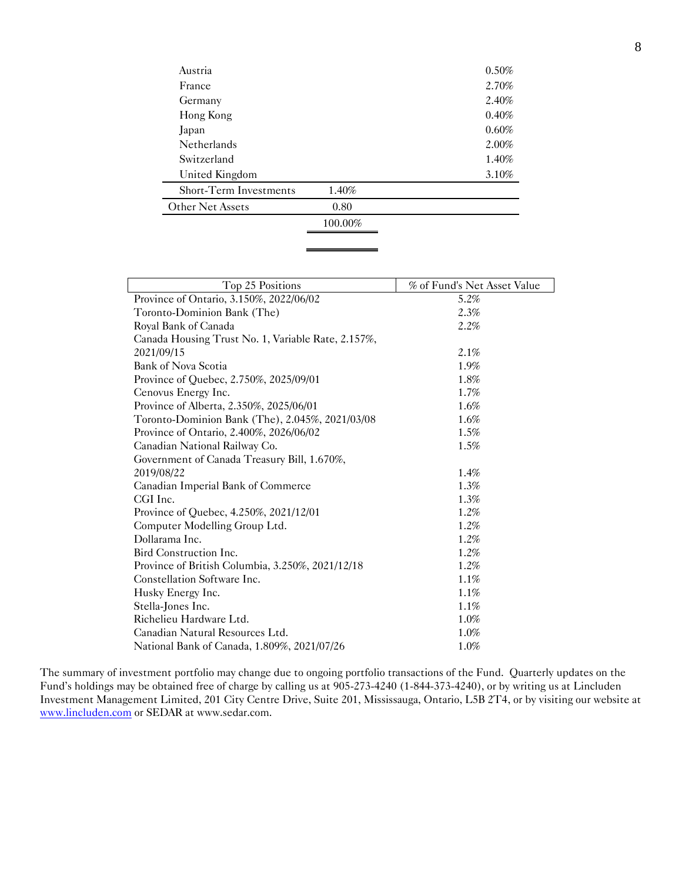| | | |
|---|---|---|
| Austria | | 0.50% |
| France | | 2.70% |
| Germany | | 2.40% |
| Hong Kong | | 0.40% |
| Japan | | 0.60% |
| Netherlands | | 2.00% |
| Switzerland | | 1.40% |
| United Kingdom | | 3.10% |
| Short-Term Investments | 1.40% | |
| Other Net Assets | 0.80 | |
| | 100.00% | |

| Top 25 Positions | % of Fund's Net Asset Value |
|---|---|
| Province of Ontario, 3.150%, 2022/06/02 | 5.2% |
| Toronto-Dominion Bank (The) | 2.3% |
| Royal Bank of Canada | 2.2% |
| Canada Housing Trust No. 1, Variable Rate, 2.157%, 2021/09/15 | 2.1% |
| Bank of Nova Scotia | 1.9% |
| Province of Quebec, 2.750%, 2025/09/01 | 1.8% |
| Cenovus Energy Inc. | 1.7% |
| Province of Alberta, 2.350%, 2025/06/01 | 1.6% |
| Toronto-Dominion Bank (The), 2.045%, 2021/03/08 | 1.6% |
| Province of Ontario, 2.400%, 2026/06/02 | 1.5% |
| Canadian National Railway Co. | 1.5% |
| Government of Canada Treasury Bill, 1.670%, 2019/08/22 | 1.4% |
| Canadian Imperial Bank of Commerce | 1.3% |
| CGI Inc. | 1.3% |
| Province of Quebec, 4.250%, 2021/12/01 | 1.2% |
| Computer Modelling Group Ltd. | 1.2% |
| Dollarama Inc. | 1.2% |
| Bird Construction Inc. | 1.2% |
| Province of British Columbia, 3.250%, 2021/12/18 | 1.2% |
| Constellation Software Inc. | 1.1% |
| Husky Energy Inc. | 1.1% |
| Stella-Jones Inc. | 1.1% |
| Richelieu Hardware Ltd. | 1.0% |
| Canadian Natural Resources Ltd. | 1.0% |
| National Bank of Canada, 1.809%, 2021/07/26 | 1.0% |

The summary of investment portfolio may change due to ongoing portfolio transactions of the Fund. Quarterly updates on the Fund's holdings may be obtained free of charge by calling us at 905-273-4240 (1-844-373-4240), or by writing us at Lincluden Investment Management Limited, 201 City Centre Drive, Suite 201, Mississauga, Ontario, L5B 2T4, or by visiting our website at www.lincluden.com or SEDAR at www.sedar.com.